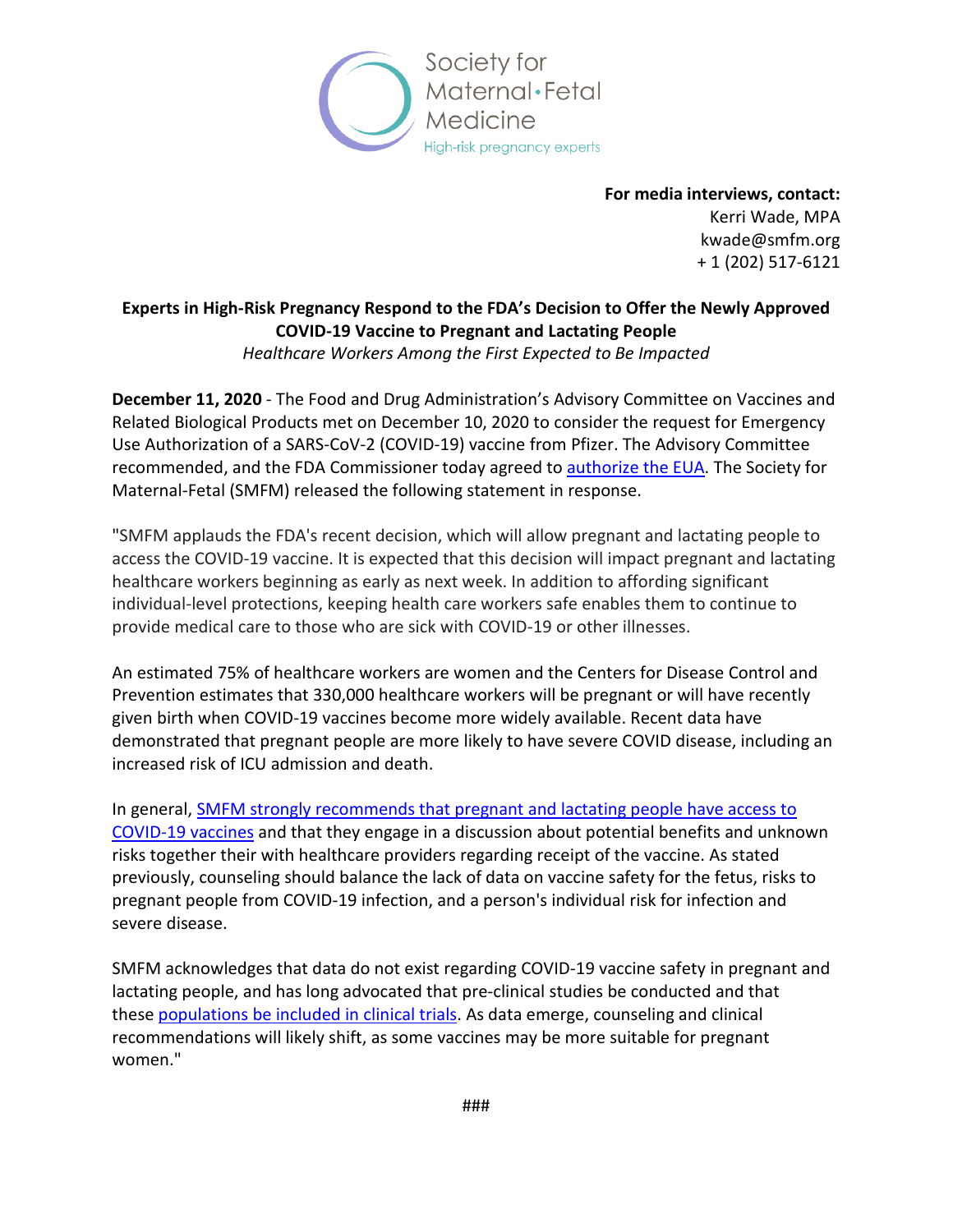Society for Maternal·Fetal Medicine

High-risk pregnancy experts

**For media interviews, contact:**
Kerri Wade, MPA
kwade@smfm.org
+ 1 (202) 517-6121

**Experts in High-Risk Pregnancy Respond to the FDA's Decision to Offer the Newly Approved COVID-19 Vaccine to Pregnant and Lactating People**

*Healthcare Workers Among the First Expected to Be Impacted*

**December 11, 2020** - The Food and Drug Administration's Advisory Committee on Vaccines and Related Biological Products met on December 10, 2020 to consider the request for Emergency Use Authorization of a SARS-CoV-2 (COVID-19) vaccine from Pfizer. The Advisory Committee recommended, and the FDA Commissioner today agreed to authorize the EUA. The Society for Maternal-Fetal (SMFM) released the following statement in response.

"SMFM applauds the FDA's recent decision, which will allow pregnant and lactating people to access the COVID-19 vaccine. It is expected that this decision will impact pregnant and lactating healthcare workers beginning as early as next week. In addition to affording significant individual-level protections, keeping health care workers safe enables them to continue to provide medical care to those who are sick with COVID-19 or other illnesses.

An estimated 75% of healthcare workers are women and the Centers for Disease Control and Prevention estimates that 330,000 healthcare workers will be pregnant or will have recently given birth when COVID-19 vaccines become more widely available. Recent data have demonstrated that pregnant people are more likely to have severe COVID disease, including an increased risk of ICU admission and death.

In general, SMFM strongly recommends that pregnant and lactating people have access to COVID-19 vaccines and that they engage in a discussion about potential benefits and unknown risks together their with healthcare providers regarding receipt of the vaccine. As stated previously, counseling should balance the lack of data on vaccine safety for the fetus, risks to pregnant people from COVID-19 infection, and a person's individual risk for infection and severe disease.

SMFM acknowledges that data do not exist regarding COVID-19 vaccine safety in pregnant and lactating people, and has long advocated that pre-clinical studies be conducted and that these populations be included in clinical trials. As data emerge, counseling and clinical recommendations will likely shift, as some vaccines may be more suitable for pregnant women."

###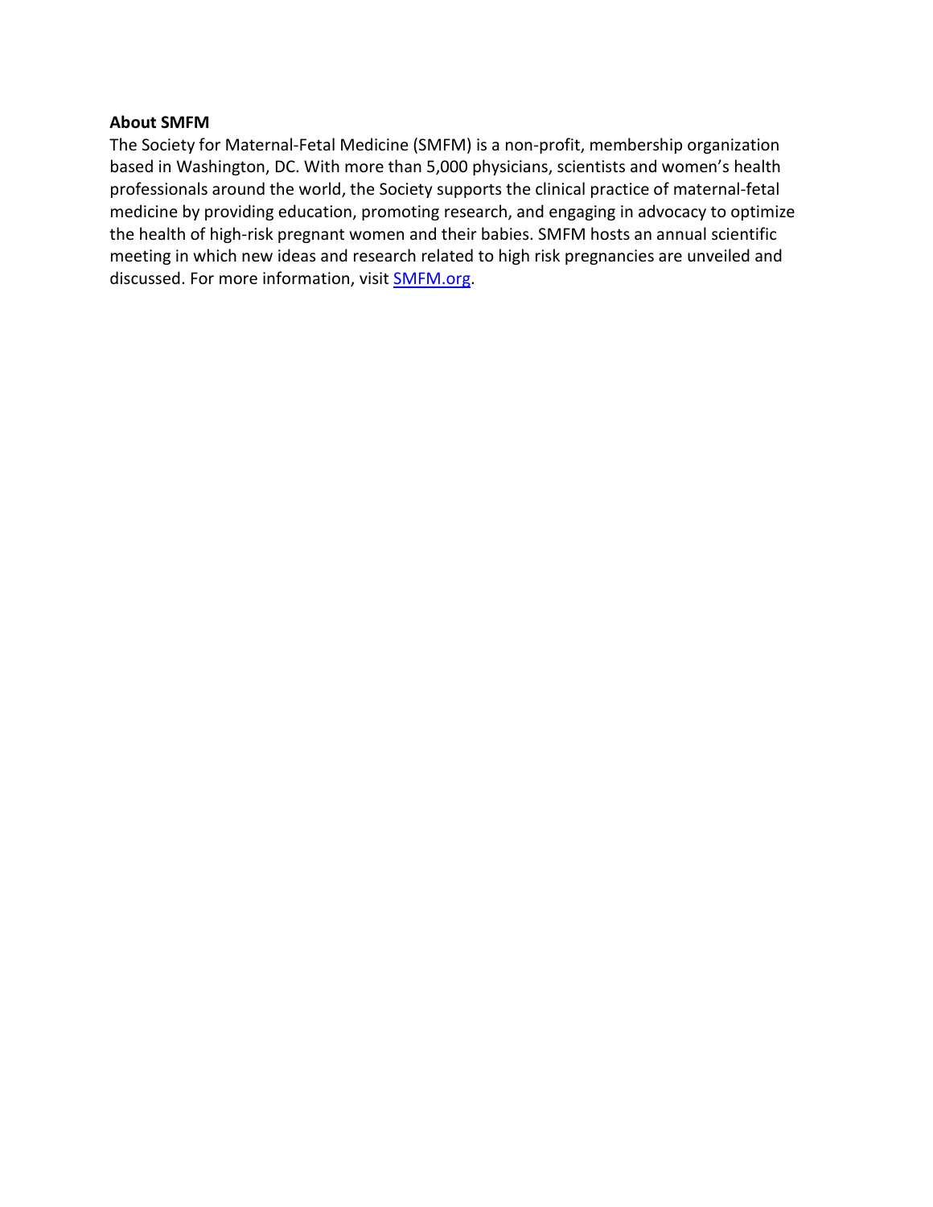**About SMFM**

The Society for Maternal-Fetal Medicine (SMFM) is a non-profit, membership organization based in Washington, DC. With more than 5,000 physicians, scientists and women's health professionals around the world, the Society supports the clinical practice of maternal-fetal medicine by providing education, promoting research, and engaging in advocacy to optimize the health of high-risk pregnant women and their babies. SMFM hosts an annual scientific meeting in which new ideas and research related to high risk pregnancies are unveiled and discussed. For more information, visit SMFM.org.